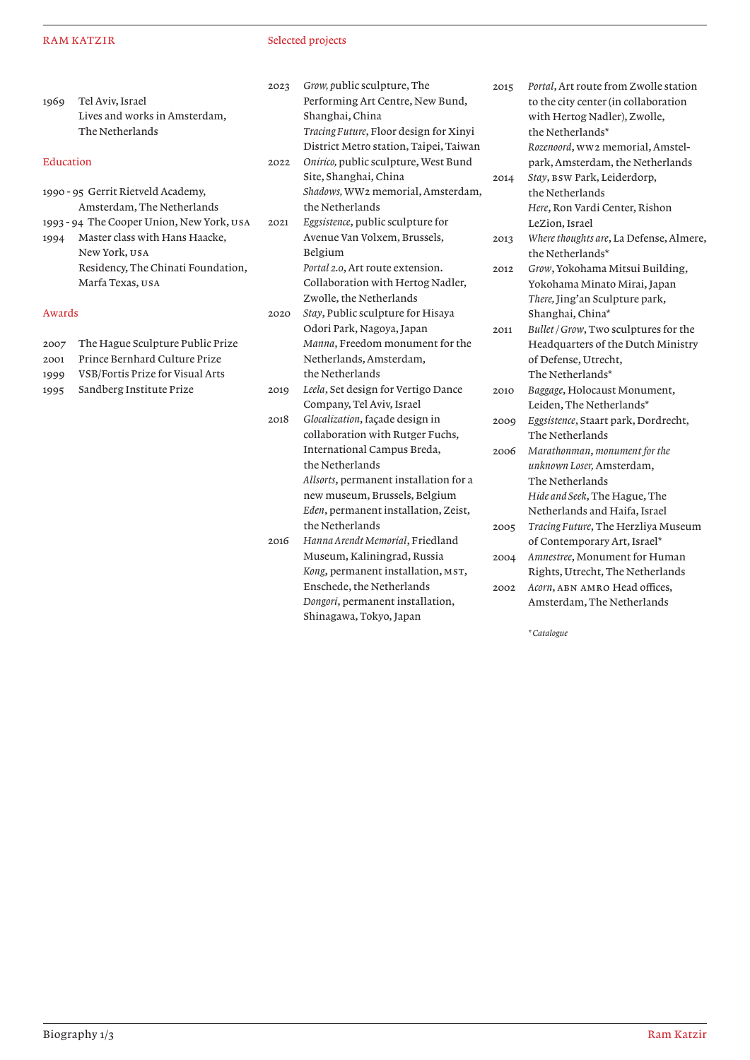# RAM KATZIR

1969 Tel Aviv, Israel
Lives and works in Amsterdam, The Netherlands

## Education

1990 - 95 Gerrit Rietveld Academy, Amsterdam, The Netherlands
1993 - 94 The Cooper Union, New York, USA
1994 Master class with Hans Haacke, New York, USA
Residency, The Chinati Foundation, Marfa Texas, USA

## Awards

2007 The Hague Sculpture Public Prize
2001 Prince Bernhard Culture Prize
1999 VSB/Fortis Prize for Visual Arts
1995 Sandberg Institute Prize

## Selected projects

2023 *Grow, p*ublic sculpture, The Performing Art Centre, New Bund, Shanghai, China
*Tracing Future*, Floor design for Xinyi District Metro station, Taipei, Taiwan

2022 *Onirico,* public sculpture, West Bund Site, Shanghai, China
*Shadows,* WW2 memorial, Amsterdam, the Netherlands

2021 *Eggsistence*, public sculpture for Avenue Van Volxem, Brussels, Belgium
*Portal 2.0*, Art route extension. Collaboration with Hertog Nadler, Zwolle, the Netherlands

2020 *Stay*, Public sculpture for Hisaya Odori Park, Nagoya, Japan
*Manna*, Freedom monument for the Netherlands, Amsterdam, the Netherlands

2019 *Leela*, Set design for Vertigo Dance Company, Tel Aviv, Israel

2018 *Glocalization*, façade design in collaboration with Rutger Fuchs, International Campus Breda, the Netherlands
*Allsorts*, permanent installation for a new museum, Brussels, Belgium
*Eden*, permanent installation, Zeist, the Netherlands

2016 *Hanna Arendt Memorial*, Friedland Museum, Kaliningrad, Russia
*Kong*, permanent installation, MST, Enschede, the Netherlands
*Dongori*, permanent installation, Shinagawa, Tokyo, Japan

2015 *Portal*, Art route from Zwolle station to the city center (in collaboration with Hertog Nadler), Zwolle, the Netherlands*
*Rozenoord*, WW2 memorial, Amstel-park, Amsterdam, the Netherlands

2014 *Stay*, BSW Park, Leiderdorp, the Netherlands
*Here*, Ron Vardi Center, Rishon LeZion, Israel

2013 *Where thoughts are*, La Defense, Almere, the Netherlands*

2012 *Grow*, Yokohama Mitsui Building, Yokohama Minato Mirai, Japan
*There,* Jing'an Sculpture park, Shanghai, China*

2011 *Bullet / Grow*, Two sculptures for the Headquarters of the Dutch Ministry of Defense, Utrecht, The Netherlands*

2010 *Baggage*, Holocaust Monument, Leiden, The Netherlands*

2009 *Eggsistence*, Staart park, Dordrecht, The Netherlands

2006 *Marathonman, monument for the unknown Loser,* Amsterdam, The Netherlands
*Hide and Seek*, The Hague, The Netherlands and Haifa, Israel

2005 *Tracing Future*, The Herzliya Museum of Contemporary Art, Israel*

2004 *Amnestree*, Monument for Human Rights, Utrecht, The Netherlands

2002 *Acorn*, ABN AMRO Head offices, Amsterdam, The Netherlands

*\* Catalogue*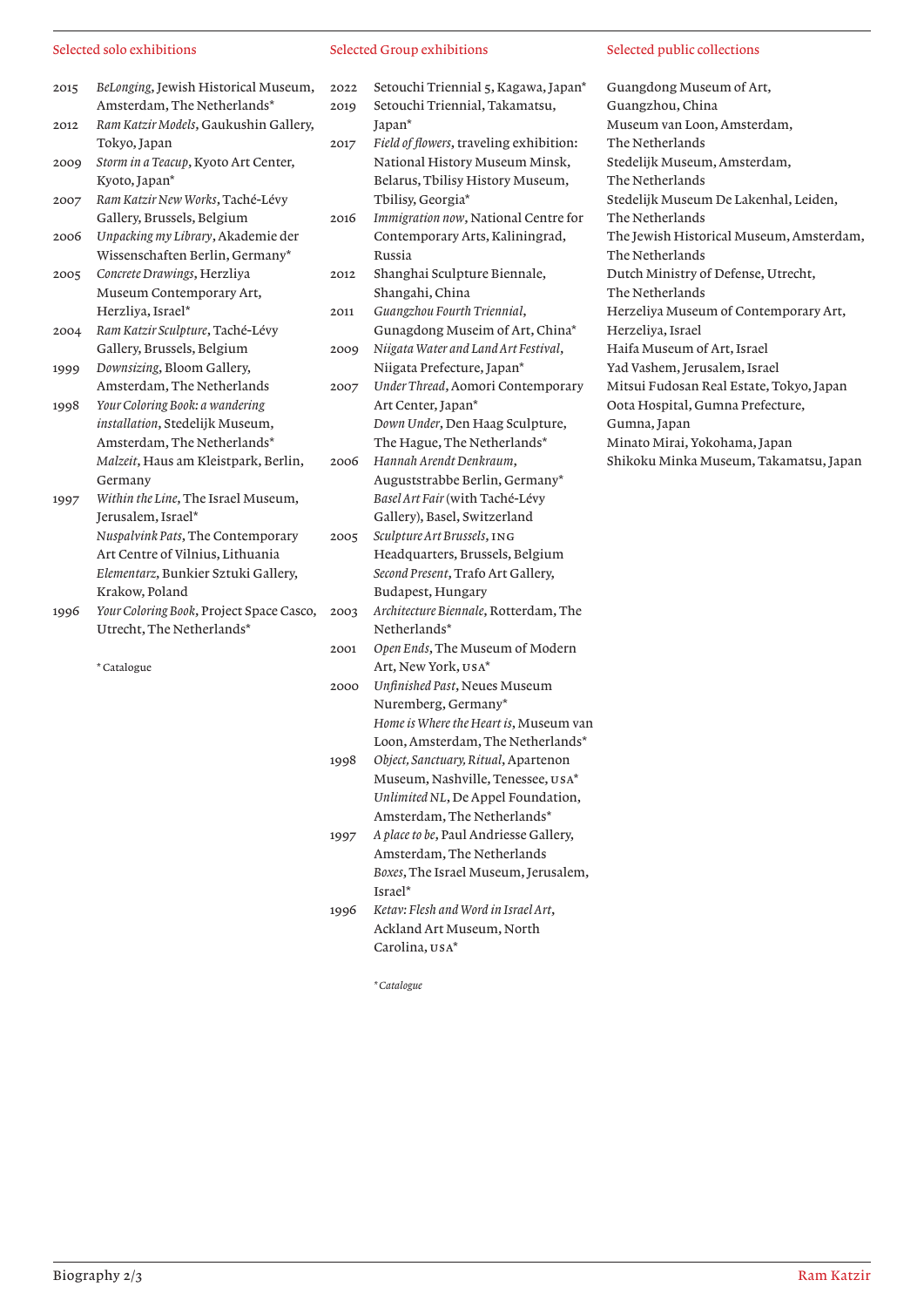## Selected solo exhibitions

- 2015 *BeLonging*, Jewish Historical Museum, Amsterdam, The Netherlands*
- 2012 *Ram Katzir Models*, Gaukushin Gallery, Tokyo, Japan
- 2009 *Storm in a Teacup*, Kyoto Art Center, Kyoto, Japan*
- 2007 *Ram Katzir New Works*, Taché-Lévy Gallery, Brussels, Belgium
- 2006 *Unpacking my Library*, Akademie der Wissenschaften Berlin, Germany*
- 2005 *Concrete Drawings*, Herzliya Museum Contemporary Art, Herzliya, Israel*
- 2004 *Ram Katzir Sculpture*, Taché-Lévy Gallery, Brussels, Belgium
- 1999 *Downsizing*, Bloom Gallery, Amsterdam, The Netherlands
- 1998 *Your Coloring Book: a wandering installation*, Stedelijk Museum, Amsterdam, The Netherlands*
  *Malzeit*, Haus am Kleistpark, Berlin, Germany
- 1997 *Within the Line*, The Israel Museum, Jerusalem, Israel*
  *Nuspalvink Pats*, The Contemporary Art Centre of Vilnius, Lithuania
  *Elementarz*, Bunkier Sztuki Gallery, Krakow, Poland
- 1996 *Your Coloring Book*, Project Space Casco, Utrecht, The Netherlands*

\* Catalogue

## Selected Group exhibitions

- 2022 Setouchi Triennial 5, Kagawa, Japan*
- 2019 Setouchi Triennial, Takamatsu, Japan*
- 2017 *Field of flowers*, traveling exhibition: National History Museum Minsk, Belarus, Tbilisy History Museum, Tbilisy, Georgia*
- 2016 *Immigration now*, National Centre for Contemporary Arts, Kaliningrad, Russia
- 2012 Shanghai Sculpture Biennale, Shangahi, China
- 2011 *Guangzhou Fourth Triennial*, Gunagdong Museim of Art, China*
- 2009 *Niigata Water and Land Art Festival*, Niigata Prefecture, Japan*
- 2007 *Under Thread*, Aomori Contemporary Art Center, Japan*
  *Down Under*, Den Haag Sculpture, The Hague, The Netherlands*
- 2006 *Hannah Arendt Denkraum*, Auguststrabbe Berlin, Germany*
  *Basel Art Fair* (with Taché-Lévy Gallery), Basel, Switzerland
- 2005 *Sculpture Art Brussels*, ING Headquarters, Brussels, Belgium
  *Second Present*, Trafo Art Gallery, Budapest, Hungary
- 2003 *Architecture Biennale*, Rotterdam, The Netherlands*
- 2001 *Open Ends*, The Museum of Modern Art, New York, USA*
- 2000 *Unfinished Past*, Neues Museum Nuremberg, Germany*
  *Home is Where the Heart is*, Museum van Loon, Amsterdam, The Netherlands*
- 1998 *Object, Sanctuary, Ritual*, Apartenon Museum, Nashville, Tenessee, USA*
  *Unlimited NL*, De Appel Foundation, Amsterdam, The Netherlands*
- 1997 *A place to be*, Paul Andriesse Gallery, Amsterdam, The Netherlands
  *Boxes*, The Israel Museum, Jerusalem, Israel*
- 1996 *Ketav: Flesh and Word in Israel Art*, Ackland Art Museum, North Carolina, USA*

*\* Catalogue*

## Selected public collections

- Guangdong Museum of Art, Guangzhou, China
- Museum van Loon, Amsterdam, The Netherlands
- Stedelijk Museum, Amsterdam, The Netherlands
- Stedelijk Museum De Lakenhal, Leiden, The Netherlands
- The Jewish Historical Museum, Amsterdam, The Netherlands
- Dutch Ministry of Defense, Utrecht, The Netherlands
- Herzeliya Museum of Contemporary Art, Herzeliya, Israel
- Haifa Museum of Art, Israel
- Yad Vashem, Jerusalem, Israel
- Mitsui Fudosan Real Estate, Tokyo, Japan
- Oota Hospital, Gumna Prefecture, Gumna, Japan
- Minato Mirai, Yokohama, Japan
- Shikoku Minka Museum, Takamatsu, Japan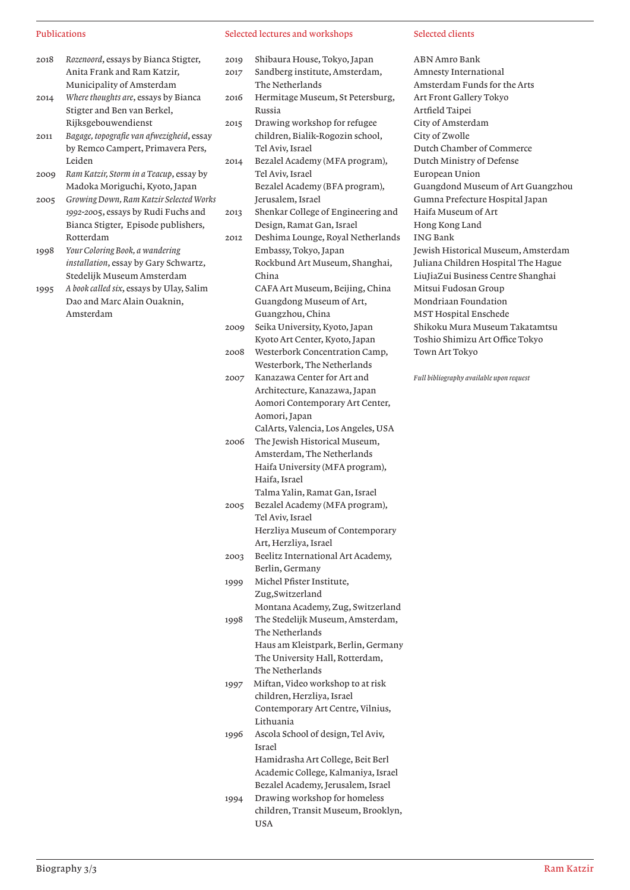## Publications

- 2018 *Rozenoord*, essays by Bianca Stigter, Anita Frank and Ram Katzir, Municipality of Amsterdam
- 2014 *Where thoughts are*, essays by Bianca Stigter and Ben van Berkel, Rijksgebouwendienst
- 2011 *Bagage, topografie van afwezigheid*, essay by Remco Campert, Primavera Pers, Leiden
- 2009 *Ram Katzir, Storm in a Teacup*, essay by Madoka Moriguchi, Kyoto, Japan
- 2005 *Growing Down, Ram Katzir Selected Works 1992-2005*, essays by Rudi Fuchs and Bianca Stigter, Episode publishers, Rotterdam
- 1998 *Your Coloring Book, a wandering installation*, essay by Gary Schwartz, Stedelijk Museum Amsterdam
- 1995 *A book called six*, essays by Ulay, Salim Dao and Marc Alain Ouaknin, Amsterdam

## Selected lectures and workshops

- 2019 Shibaura House, Tokyo, Japan
- 2017 Sandberg institute, Amsterdam, The Netherlands
- 2016 Hermitage Museum, St Petersburg, Russia
- 2015 Drawing workshop for refugee children, Bialik-Rogozin school, Tel Aviv, Israel
- 2014 Bezalel Academy (MFA program), Tel Aviv, Israel
  Bezalel Academy (BFA program), Jerusalem, Israel
- 2013 Shenkar College of Engineering and Design, Ramat Gan, Israel
- 2012 Deshima Lounge, Royal Netherlands Embassy, Tokyo, Japan
  Rockbund Art Museum, Shanghai, China
  CAFA Art Museum, Beijing, China
  Guangdong Museum of Art, Guangzhou, China
- 2009 Seika University, Kyoto, Japan
  Kyoto Art Center, Kyoto, Japan
- 2008 Westerbork Concentration Camp, Westerbork, The Netherlands
- 2007 Kanazawa Center for Art and Architecture, Kanazawa, Japan
  Aomori Contemporary Art Center, Aomori, Japan
  CalArts, Valencia, Los Angeles, USA
- 2006 The Jewish Historical Museum, Amsterdam, The Netherlands
  Haifa University (MFA program), Haifa, Israel
  Talma Yalin, Ramat Gan, Israel
- 2005 Bezalel Academy (MFA program), Tel Aviv, Israel
  Herzliya Museum of Contemporary Art, Herzliya, Israel
- 2003 Beelitz International Art Academy, Berlin, Germany
- 1999 Michel Pfister Institute, Zug,Switzerland
  Montana Academy, Zug, Switzerland
- 1998 The Stedelijk Museum, Amsterdam, The Netherlands
  Haus am Kleistpark, Berlin, Germany
  The University Hall, Rotterdam, The Netherlands
- 1997 Miftan, Video workshop to at risk children, Herzliya, Israel
  Contemporary Art Centre, Vilnius, Lithuania
- 1996 Ascola School of design, Tel Aviv, Israel
  Hamidrasha Art College, Beit Berl Academic College, Kalmaniya, Israel
  Bezalel Academy, Jerusalem, Israel
- 1994 Drawing workshop for homeless children, Transit Museum, Brooklyn, USA

## Selected clients

ABN Amro Bank
Amnesty International
Amsterdam Funds for the Arts
Art Front Gallery Tokyo
Artfield Taipei
City of Amsterdam
City of Zwolle
Dutch Chamber of Commerce
Dutch Ministry of Defense
European Union
Guangdond Museum of Art Guangzhou
Gumna Prefecture Hospital Japan
Haifa Museum of Art
Hong Kong Land
ING Bank
Jewish Historical Museum, Amsterdam
Juliana Children Hospital The Hague
LiuJiaZui Business Centre Shanghai
Mitsui Fudosan Group
Mondriaan Foundation
MST Hospital Enschede
Shikoku Mura Museum Takatamtsu
Toshio Shimizu Art Office Tokyo
Town Art Tokyo

*Full bibliography available upon request*